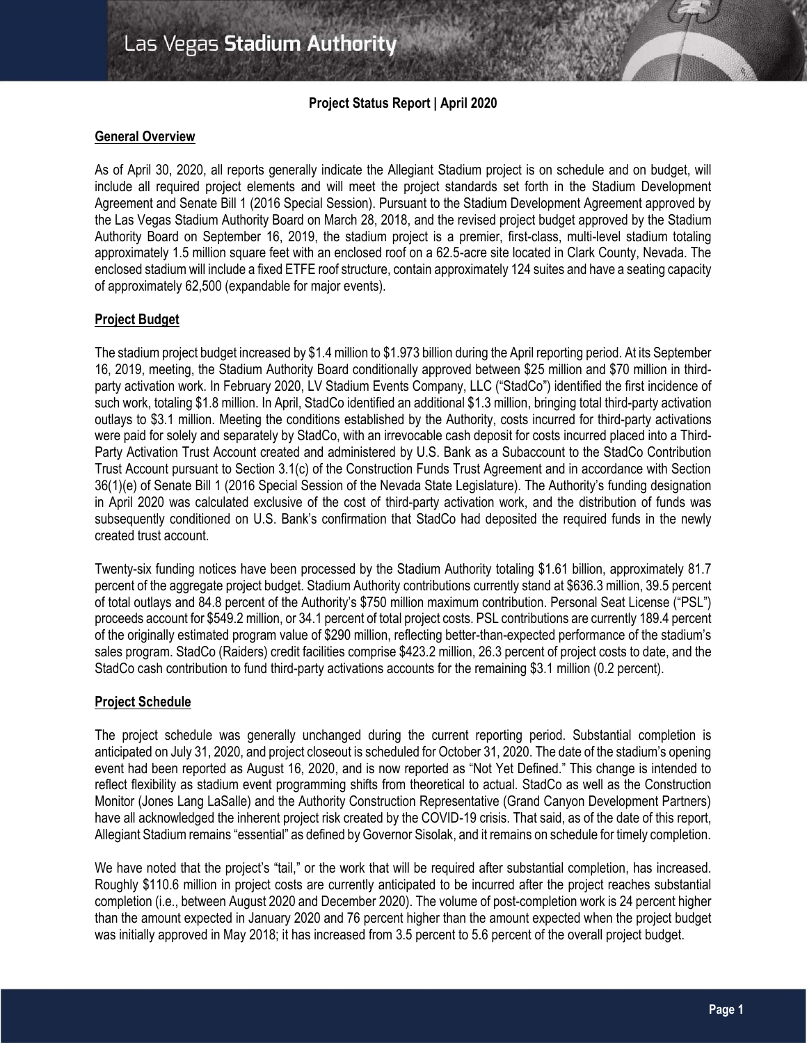# Las Vegas Stadium Authority

**Project Status Report | April 2020**

## General Overview

As of April 30, 2020, all reports generally indicate the Allegiant Stadium project is on schedule and on budget, will include all required project elements and will meet the project standards set forth in the Stadium Development Agreement and Senate Bill 1 (2016 Special Session). Pursuant to the Stadium Development Agreement approved by the Las Vegas Stadium Authority Board on March 28, 2018, and the revised project budget approved by the Stadium Authority Board on September 16, 2019, the stadium project is a premier, first-class, multi-level stadium totaling approximately 1.5 million square feet with an enclosed roof on a 62.5-acre site located in Clark County, Nevada. The enclosed stadium will include a fixed ETFE roof structure, contain approximately 124 suites and have a seating capacity of approximately 62,500 (expandable for major events).

## Project Budget

The stadium project budget increased by $1.4 million to $1.973 billion during the April reporting period. At its September 16, 2019, meeting, the Stadium Authority Board conditionally approved between $25 million and $70 million in third-party activation work. In February 2020, LV Stadium Events Company, LLC ("StadCo") identified the first incidence of such work, totaling $1.8 million. In April, StadCo identified an additional $1.3 million, bringing total third-party activation outlays to $3.1 million. Meeting the conditions established by the Authority, costs incurred for third-party activations were paid for solely and separately by StadCo, with an irrevocable cash deposit for costs incurred placed into a Third-Party Activation Trust Account created and administered by U.S. Bank as a Subaccount to the StadCo Contribution Trust Account pursuant to Section 3.1(c) of the Construction Funds Trust Agreement and in accordance with Section 36(1)(e) of Senate Bill 1 (2016 Special Session of the Nevada State Legislature). The Authority's funding designation in April 2020 was calculated exclusive of the cost of third-party activation work, and the distribution of funds was subsequently conditioned on U.S. Bank's confirmation that StadCo had deposited the required funds in the newly created trust account.

Twenty-six funding notices have been processed by the Stadium Authority totaling $1.61 billion, approximately 81.7 percent of the aggregate project budget. Stadium Authority contributions currently stand at $636.3 million, 39.5 percent of total outlays and 84.8 percent of the Authority's $750 million maximum contribution. Personal Seat License ("PSL") proceeds account for $549.2 million, or 34.1 percent of total project costs. PSL contributions are currently 189.4 percent of the originally estimated program value of $290 million, reflecting better-than-expected performance of the stadium's sales program. StadCo (Raiders) credit facilities comprise $423.2 million, 26.3 percent of project costs to date, and the StadCo cash contribution to fund third-party activations accounts for the remaining $3.1 million (0.2 percent).

## Project Schedule

The project schedule was generally unchanged during the current reporting period. Substantial completion is anticipated on July 31, 2020, and project closeout is scheduled for October 31, 2020. The date of the stadium's opening event had been reported as August 16, 2020, and is now reported as "Not Yet Defined." This change is intended to reflect flexibility as stadium event programming shifts from theoretical to actual. StadCo as well as the Construction Monitor (Jones Lang LaSalle) and the Authority Construction Representative (Grand Canyon Development Partners) have all acknowledged the inherent project risk created by the COVID-19 crisis. That said, as of the date of this report, Allegiant Stadium remains "essential" as defined by Governor Sisolak, and it remains on schedule for timely completion.

We have noted that the project's "tail," or the work that will be required after substantial completion, has increased. Roughly $110.6 million in project costs are currently anticipated to be incurred after the project reaches substantial completion (i.e., between August 2020 and December 2020). The volume of post-completion work is 24 percent higher than the amount expected in January 2020 and 76 percent higher than the amount expected when the project budget was initially approved in May 2018; it has increased from 3.5 percent to 5.6 percent of the overall project budget.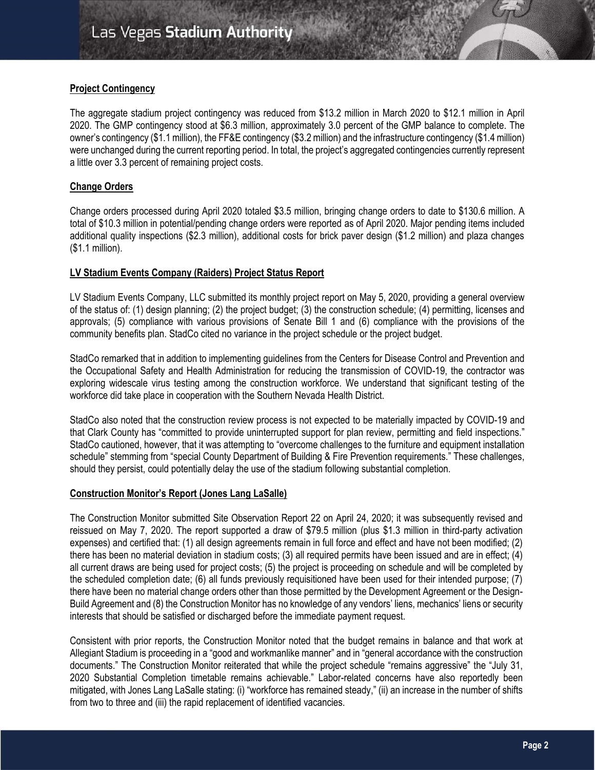## Project Contingency

The aggregate stadium project contingency was reduced from $13.2 million in March 2020 to $12.1 million in April 2020. The GMP contingency stood at $6.3 million, approximately 3.0 percent of the GMP balance to complete. The owner's contingency ($1.1 million), the FF&E contingency ($3.2 million) and the infrastructure contingency ($1.4 million) were unchanged during the current reporting period. In total, the project's aggregated contingencies currently represent a little over 3.3 percent of remaining project costs.

## Change Orders

Change orders processed during April 2020 totaled $3.5 million, bringing change orders to date to $130.6 million. A total of $10.3 million in potential/pending change orders were reported as of April 2020. Major pending items included additional quality inspections ($2.3 million), additional costs for brick paver design ($1.2 million) and plaza changes ($1.1 million).

## LV Stadium Events Company (Raiders) Project Status Report

LV Stadium Events Company, LLC submitted its monthly project report on May 5, 2020, providing a general overview of the status of: (1) design planning; (2) the project budget; (3) the construction schedule; (4) permitting, licenses and approvals; (5) compliance with various provisions of Senate Bill 1 and (6) compliance with the provisions of the community benefits plan. StadCo cited no variance in the project schedule or the project budget.

StadCo remarked that in addition to implementing guidelines from the Centers for Disease Control and Prevention and the Occupational Safety and Health Administration for reducing the transmission of COVID-19, the contractor was exploring widescale virus testing among the construction workforce. We understand that significant testing of the workforce did take place in cooperation with the Southern Nevada Health District.

StadCo also noted that the construction review process is not expected to be materially impacted by COVID-19 and that Clark County has "committed to provide uninterrupted support for plan review, permitting and field inspections." StadCo cautioned, however, that it was attempting to "overcome challenges to the furniture and equipment installation schedule" stemming from "special County Department of Building & Fire Prevention requirements." These challenges, should they persist, could potentially delay the use of the stadium following substantial completion.

## Construction Monitor's Report (Jones Lang LaSalle)

The Construction Monitor submitted Site Observation Report 22 on April 24, 2020; it was subsequently revised and reissued on May 7, 2020. The report supported a draw of $79.5 million (plus $1.3 million in third-party activation expenses) and certified that: (1) all design agreements remain in full force and effect and have not been modified; (2) there has been no material deviation in stadium costs; (3) all required permits have been issued and are in effect; (4) all current draws are being used for project costs; (5) the project is proceeding on schedule and will be completed by the scheduled completion date; (6) all funds previously requisitioned have been used for their intended purpose; (7) there have been no material change orders other than those permitted by the Development Agreement or the Design-Build Agreement and (8) the Construction Monitor has no knowledge of any vendors' liens, mechanics' liens or security interests that should be satisfied or discharged before the immediate payment request.

Consistent with prior reports, the Construction Monitor noted that the budget remains in balance and that work at Allegiant Stadium is proceeding in a "good and workmanlike manner" and in "general accordance with the construction documents." The Construction Monitor reiterated that while the project schedule "remains aggressive" the "July 31, 2020 Substantial Completion timetable remains achievable." Labor-related concerns have also reportedly been mitigated, with Jones Lang LaSalle stating: (i) "workforce has remained steady," (ii) an increase in the number of shifts from two to three and (iii) the rapid replacement of identified vacancies.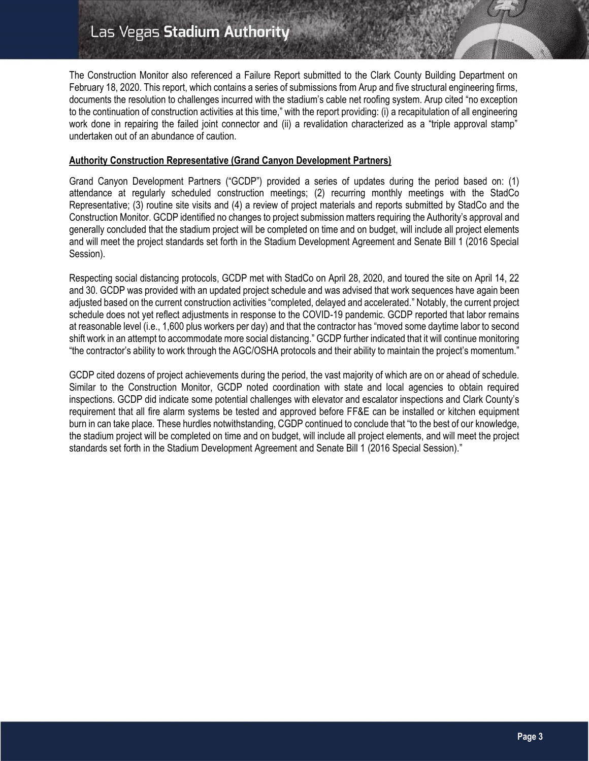The Construction Monitor also referenced a Failure Report submitted to the Clark County Building Department on February 18, 2020. This report, which contains a series of submissions from Arup and five structural engineering firms, documents the resolution to challenges incurred with the stadium's cable net roofing system. Arup cited "no exception to the continuation of construction activities at this time," with the report providing: (i) a recapitulation of all engineering work done in repairing the failed joint connector and (ii) a revalidation characterized as a "triple approval stamp" undertaken out of an abundance of caution.

**Authority Construction Representative (Grand Canyon Development Partners)**

Grand Canyon Development Partners ("GCDP") provided a series of updates during the period based on: (1) attendance at regularly scheduled construction meetings; (2) recurring monthly meetings with the StadCo Representative; (3) routine site visits and (4) a review of project materials and reports submitted by StadCo and the Construction Monitor. GCDP identified no changes to project submission matters requiring the Authority's approval and generally concluded that the stadium project will be completed on time and on budget, will include all project elements and will meet the project standards set forth in the Stadium Development Agreement and Senate Bill 1 (2016 Special Session).

Respecting social distancing protocols, GCDP met with StadCo on April 28, 2020, and toured the site on April 14, 22 and 30. GCDP was provided with an updated project schedule and was advised that work sequences have again been adjusted based on the current construction activities "completed, delayed and accelerated." Notably, the current project schedule does not yet reflect adjustments in response to the COVID-19 pandemic. GCDP reported that labor remains at reasonable level (i.e., 1,600 plus workers per day) and that the contractor has "moved some daytime labor to second shift work in an attempt to accommodate more social distancing." GCDP further indicated that it will continue monitoring "the contractor's ability to work through the AGC/OSHA protocols and their ability to maintain the project's momentum."

GCDP cited dozens of project achievements during the period, the vast majority of which are on or ahead of schedule. Similar to the Construction Monitor, GCDP noted coordination with state and local agencies to obtain required inspections. GCDP did indicate some potential challenges with elevator and escalator inspections and Clark County's requirement that all fire alarm systems be tested and approved before FF&E can be installed or kitchen equipment burn in can take place. These hurdles notwithstanding, CGDP continued to conclude that "to the best of our knowledge, the stadium project will be completed on time and on budget, will include all project elements, and will meet the project standards set forth in the Stadium Development Agreement and Senate Bill 1 (2016 Special Session)."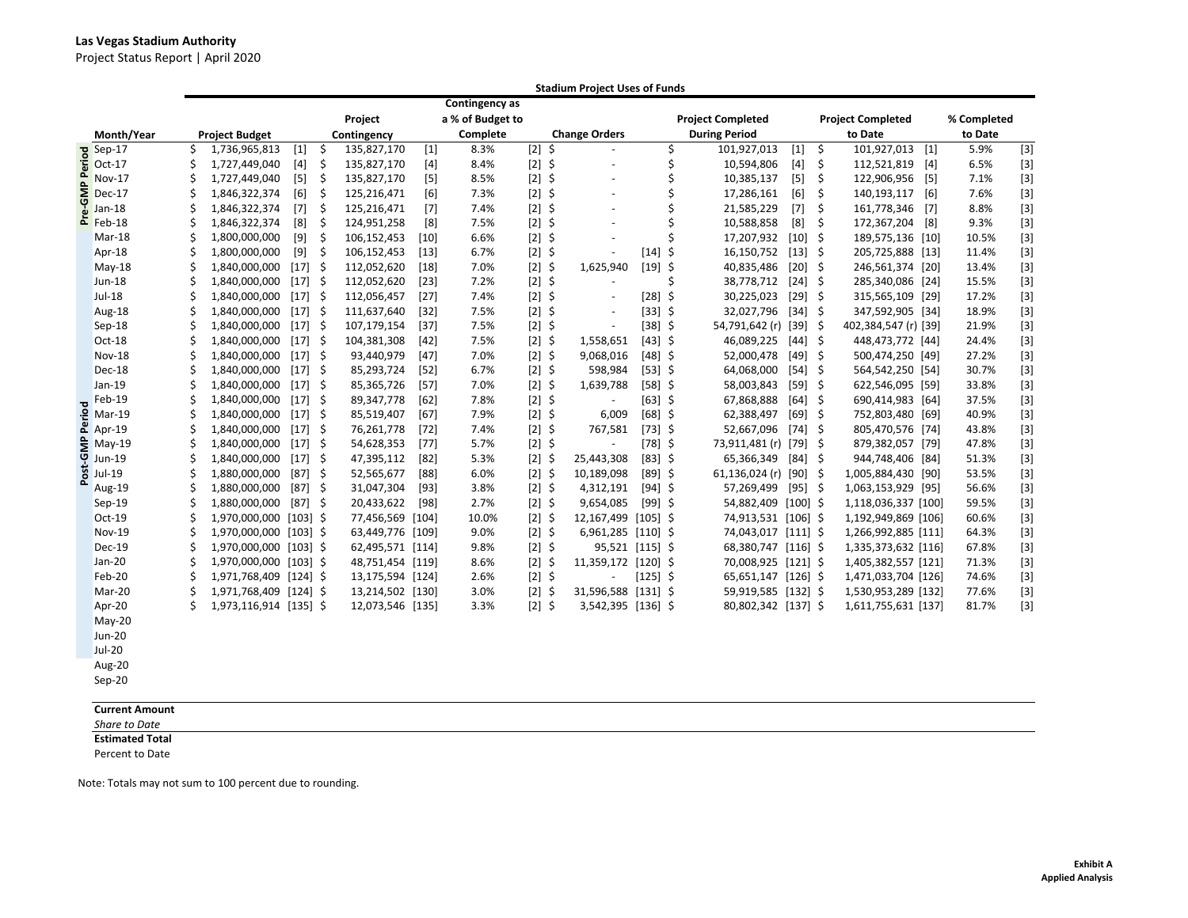**Las Vegas Stadium Authority**
Project Status Report | April 2020

| | Month/Year | Stadium Project Uses of Funds | | | | | | | | |
|---|---|---|---|---|---|---|---|---|---|---|
| | | Project Budget | Project Contingency | Contingency as a % of Budget to Complete | Change Orders | Project Completed During Period | Project Completed to Date | % Completed to Date |
| Pre-GMP Period | Sep-17 | $ 1,736,965,813 [1] | $ 135,827,170 [1] | 8.3% [2] | $ - | $ 101,927,013 [1] | $ 101,927,013 [1] | 5.9% [3] |
| | Oct-17 | $ 1,727,449,040 [4] | $ 135,827,170 [4] | 8.4% [2] | $ - | $ 10,594,806 [4] | $ 112,521,819 [4] | 6.5% [3] |
| | Nov-17 | $ 1,727,449,040 [5] | $ 135,827,170 [5] | 8.5% [2] | $ - | $ 10,385,137 [5] | $ 122,906,956 [5] | 7.1% [3] |
| | Dec-17 | $ 1,846,322,374 [6] | $ 125,216,471 [6] | 7.3% [2] | $ - | $ 17,286,161 [6] | $ 140,193,117 [6] | 7.6% [3] |
| | Jan-18 | $ 1,846,322,374 [7] | $ 125,216,471 [7] | 7.4% [2] | $ - | $ 21,585,229 [7] | $ 161,778,346 [7] | 8.8% [3] |
| | Feb-18 | $ 1,846,322,374 [8] | $ 124,951,258 [8] | 7.5% [2] | $ - | $ 10,588,858 [8] | $ 172,367,204 [8] | 9.3% [3] |
| Post-GMP Period | Mar-18 | $ 1,800,000,000 [9] | $ 106,152,453 [10] | 6.6% [2] | $ - | $ 17,207,932 [10] | $ 189,575,136 [10] | 10.5% [3] |
| | Apr-18 | $ 1,800,000,000 [9] | $ 106,152,453 [13] | 6.7% [2] | $ - [14] | $ 16,150,752 [13] | $ 205,725,888 [13] | 11.4% [3] |
| | May-18 | $ 1,840,000,000 [17] | $ 112,052,620 [18] | 7.0% [2] | $ 1,625,940 [19] | $ 40,835,486 [20] | $ 246,561,374 [20] | 13.4% [3] |
| | Jun-18 | $ 1,840,000,000 [17] | $ 112,052,620 [23] | 7.2% [2] | $ - | $ 38,778,712 [24] | $ 285,340,086 [24] | 15.5% [3] |
| | Jul-18 | $ 1,840,000,000 [17] | $ 112,056,457 [27] | 7.4% [2] | $ - [28] | $ 30,225,023 [29] | $ 315,565,109 [29] | 17.2% [3] |
| | Aug-18 | $ 1,840,000,000 [17] | $ 111,637,640 [32] | 7.5% [2] | $ - [33] | $ 32,027,796 [34] | $ 347,592,905 [34] | 18.9% [3] |
| | Sep-18 | $ 1,840,000,000 [17] | $ 107,179,154 [37] | 7.5% [2] | $ - [38] | $ 54,791,642 (r) [39] | $ 402,384,547 (r) [39] | 21.9% [3] |
| | Oct-18 | $ 1,840,000,000 [17] | $ 104,381,308 [42] | 7.5% [2] | $ 1,558,651 [43] | $ 46,089,225 [44] | $ 448,473,772 [44] | 24.4% [3] |
| | Nov-18 | $ 1,840,000,000 [17] | $ 93,440,979 [47] | 7.0% [2] | $ 9,068,016 [48] | $ 52,000,478 [49] | $ 500,474,250 [49] | 27.2% [3] |
| | Dec-18 | $ 1,840,000,000 [17] | $ 85,293,724 [52] | 6.7% [2] | $ 598,984 [53] | $ 64,068,000 [54] | $ 564,542,250 [54] | 30.7% [3] |
| | Jan-19 | $ 1,840,000,000 [17] | $ 85,365,726 [57] | 7.0% [2] | $ 1,639,788 [58] | $ 58,003,843 [59] | $ 622,546,095 [59] | 33.8% [3] |
| | Feb-19 | $ 1,840,000,000 [17] | $ 89,347,778 [62] | 7.8% [2] | $ - [63] | $ 67,868,888 [64] | $ 690,414,983 [64] | 37.5% [3] |
| | Mar-19 | $ 1,840,000,000 [17] | $ 85,519,407 [67] | 7.9% [2] | $ 6,009 [68] | $ 62,388,497 [69] | $ 752,803,480 [69] | 40.9% [3] |
| | Apr-19 | $ 1,840,000,000 [17] | $ 76,261,778 [72] | 7.4% [2] | $ 767,581 [73] | $ 52,667,096 [74] | $ 805,470,576 [74] | 43.8% [3] |
| | May-19 | $ 1,840,000,000 [17] | $ 54,628,353 [77] | 5.7% [2] | $ - [78] | $ 73,911,481 (r) [79] | $ 879,382,057 [79] | 47.8% [3] |
| | Jun-19 | $ 1,840,000,000 [17] | $ 47,395,112 [82] | 5.3% [2] | $ 25,443,308 [83] | $ 65,366,349 [84] | $ 944,748,406 [84] | 51.3% [3] |
| | Jul-19 | $ 1,880,000,000 [87] | $ 52,565,677 [88] | 6.0% [2] | $ 10,189,098 [89] | $ 61,136,024 (r) [90] | $ 1,005,884,430 [90] | 53.5% [3] |
| | Aug-19 | $ 1,880,000,000 [87] | $ 31,047,304 [93] | 3.8% [2] | $ 4,312,191 [94] | $ 57,269,499 [95] | $ 1,063,153,929 [95] | 56.6% [3] |
| | Sep-19 | $ 1,880,000,000 [87] | $ 20,433,622 [98] | 2.7% [2] | $ 9,654,085 [99] | $ 54,882,409 [100] | $ 1,118,036,337 [100] | 59.5% [3] |
| | Oct-19 | $ 1,970,000,000 [103] | $ 77,456,569 [104] | 10.0% [2] | $ 12,167,499 [105] | $ 74,913,531 [106] | $ 1,192,949,869 [106] | 60.6% [3] |
| | Nov-19 | $ 1,970,000,000 [103] | $ 63,449,776 [109] | 9.0% [2] | $ 6,961,285 [110] | $ 74,043,017 [111] | $ 1,266,992,885 [111] | 64.3% [3] |
| | Dec-19 | $ 1,970,000,000 [103] | $ 62,495,571 [114] | 9.8% [2] | $ 95,521 [115] | $ 68,380,747 [116] | $ 1,335,373,632 [116] | 67.8% [3] |
| | Jan-20 | $ 1,970,000,000 [103] | $ 48,751,454 [119] | 8.6% [2] | $ 11,359,172 [120] | $ 70,008,925 [121] | $ 1,405,382,557 [121] | 71.3% [3] |
| | Feb-20 | $ 1,971,768,409 [124] | $ 13,175,594 [124] | 2.6% [2] | $ - [125] | $ 65,651,147 [126] | $ 1,471,033,704 [126] | 74.6% [3] |
| | Mar-20 | $ 1,971,768,409 [124] | $ 13,214,502 [130] | 3.0% [2] | $ 31,596,588 [131] | $ 59,919,585 [132] | $ 1,530,953,289 [132] | 77.6% [3] |
| | Apr-20 | $ 1,973,116,914 [135] | $ 12,073,546 [135] | 3.3% [2] | $ 3,542,395 [136] | $ 80,802,342 [137] | $ 1,611,755,631 [137] | 81.7% [3] |
| | May-20 | | | | | | | |
| | Jun-20 | | | | | | | |
| | Jul-20 | | | | | | | |
| | Aug-20 | | | | | | | |
| | Sep-20 | | | | | | | |
| | **Current Amount** | | | | | | | |
| | *Share to Date* | | | | | | | |
| | **Estimated Total** | | | | | | | |
| | Percent to Date | | | | | | | |

Note: Totals may not sum to 100 percent due to rounding.

**Exhibit A**
**Applied Analysis**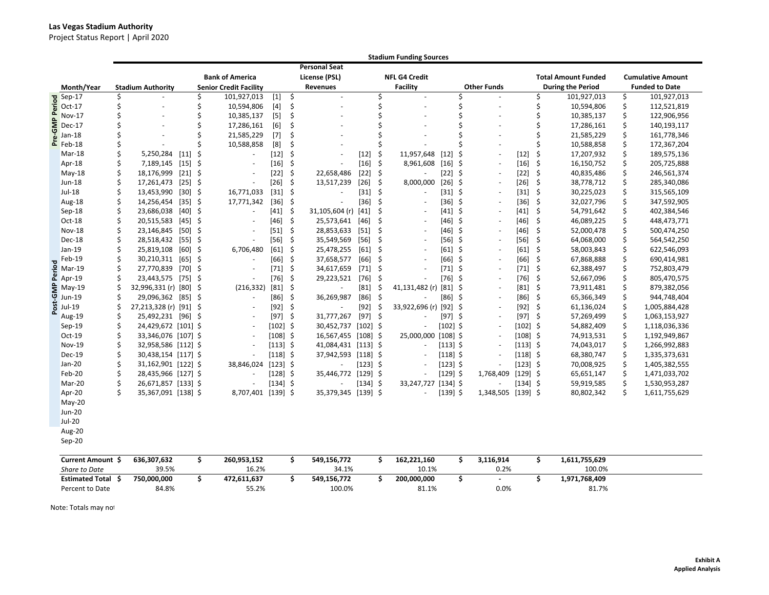**Las Vegas Stadium Authority**
Project Status Report | April 2020

| | Month/Year | Stadium Funding Sources | | | | | | | |
|---|---|---|---|---|---|---|---|---|---|
| | | Stadium Authority | | Bank of America Senior Credit Facility | | Personal Seat License (PSL) Revenues | | NFL G4 Credit Facility | | Other Funds | | Total Amount Funded During the Period | Cumulative Amount Funded to Date |
| Pre-GMP Period | Sep-17 | $ - | | $ 101,927,013 | [1] | $ - | | $ - | | $ - | | $ 101,927,013 | $ 101,927,013 |
| | Oct-17 | $ - | | $ 10,594,806 | [4] | $ - | | $ - | | $ - | | $ 10,594,806 | $ 112,521,819 |
| | Nov-17 | $ - | | $ 10,385,137 | [5] | $ - | | $ - | | $ - | | $ 10,385,137 | $ 122,906,956 |
| | Dec-17 | $ - | | $ 17,286,161 | [6] | $ - | | $ - | | $ - | | $ 17,286,161 | $ 140,193,117 |
| | Jan-18 | $ - | | $ 21,585,229 | [7] | $ - | | $ - | | $ - | | $ 21,585,229 | $ 161,778,346 |
| | Feb-18 | $ - | | $ 10,588,858 | [8] | $ - | | $ - | | $ - | | $ 10,588,858 | $ 172,367,204 |
| Post-GMP Period | Mar-18 | $ 5,250,284 | [11] | $ - | [12] | $ - | [12] | $ 11,957,648 | [12] | $ - | [12] | $ 17,207,932 | $ 189,575,136 |
| | Apr-18 | $ 7,189,145 | [15] | $ - | [16] | $ - | [16] | $ 8,961,608 | [16] | $ - | [16] | $ 16,150,752 | $ 205,725,888 |
| | May-18 | $ 18,176,999 | [21] | $ - | [22] | $ 22,658,486 | [22] | $ - | [22] | $ - | [22] | $ 40,835,486 | $ 246,561,374 |
| | Jun-18 | $ 17,261,473 | [25] | $ - | [26] | $ 13,517,239 | [26] | $ 8,000,000 | [26] | $ - | [26] | $ 38,778,712 | $ 285,340,086 |
| | Jul-18 | $ 13,453,990 | [30] | $ 16,771,033 | [31] | $ - | [31] | $ - | [31] | $ - | [31] | $ 30,225,023 | $ 315,565,109 |
| | Aug-18 | $ 14,256,454 | [35] | $ 17,771,342 | [36] | $ - | [36] | $ - | [36] | $ - | [36] | $ 32,027,796 | $ 347,592,905 |
| | Sep-18 | $ 23,686,038 | [40] | $ - | [41] | $ 31,105,604 (r) | [41] | $ - | [41] | $ - | [41] | $ 54,791,642 | $ 402,384,546 |
| | Oct-18 | $ 20,515,583 | [45] | $ - | [46] | $ 25,573,641 | [46] | $ - | [46] | $ - | [46] | $ 46,089,225 | $ 448,473,771 |
| | Nov-18 | $ 23,146,845 | [50] | $ - | [51] | $ 28,853,633 | [51] | $ - | [46] | $ - | [46] | $ 52,000,478 | $ 500,474,250 |
| | Dec-18 | $ 28,518,432 | [55] | $ - | [56] | $ 35,549,569 | [56] | $ - | [56] | $ - | [56] | $ 64,068,000 | $ 564,542,250 |
| | Jan-19 | $ 25,819,108 | [60] | $ 6,706,480 | [61] | $ 25,478,255 | [61] | $ - | [61] | $ - | [61] | $ 58,003,843 | $ 622,546,093 |
| | Feb-19 | $ 30,210,311 | [65] | $ - | [66] | $ 37,658,577 | [66] | $ - | [66] | $ - | [66] | $ 67,868,888 | $ 690,414,981 |
| | Mar-19 | $ 27,770,839 | [70] | $ - | [71] | $ 34,617,659 | [71] | $ - | [71] | $ - | [71] | $ 62,388,497 | $ 752,803,479 |
| | Apr-19 | $ 23,443,575 | [75] | $ - | [76] | $ 29,223,521 | [76] | $ - | [76] | $ - | [76] | $ 52,667,096 | $ 805,470,575 |
| | May-19 | $ 32,996,331 (r) | [80] | $ (216,332) | [81] | $ - | [81] | $ 41,131,482 (r) | [81] | $ - | [81] | $ 73,911,481 | $ 879,382,056 |
| | Jun-19 | $ 29,096,362 | [85] | $ - | [86] | $ 36,269,987 | [86] | $ - | [86] | $ - | [86] | $ 65,366,349 | $ 944,748,404 |
| | Jul-19 | $ 27,213,328 (r) | [91] | $ - | [92] | $ - | [92] | $ 33,922,696 (r) | [92] | $ - | [92] | $ 61,136,024 | $ 1,005,884,428 |
| | Aug-19 | $ 25,492,231 | [96] | $ - | [97] | $ 31,777,267 | [97] | $ - | [97] | $ - | [97] | $ 57,269,499 | $ 1,063,153,927 |
| | Sep-19 | $ 24,429,672 | [101] | $ - | [102] | $ 30,452,737 | [102] | $ - | [102] | $ - | [102] | $ 54,882,409 | $ 1,118,036,336 |
| | Oct-19 | $ 33,346,076 | [107] | $ - | [108] | $ 16,567,455 | [108] | $ 25,000,000 | [108] | $ - | [108] | $ 74,913,531 | $ 1,192,949,867 |
| | Nov-19 | $ 32,958,586 | [112] | $ - | [113] | $ 41,084,431 | [113] | $ - | [113] | $ - | [113] | $ 74,043,017 | $ 1,266,992,883 |
| | Dec-19 | $ 30,438,154 | [117] | $ - | [118] | $ 37,942,593 | [118] | $ - | [118] | $ - | [118] | $ 68,380,747 | $ 1,335,373,631 |
| | Jan-20 | $ 31,162,901 | [122] | $ 38,846,024 | [123] | $ - | [123] | $ - | [123] | $ - | [123] | $ 70,008,925 | $ 1,405,382,555 |
| | Feb-20 | $ 28,435,966 | [127] | $ - | [128] | $ 35,446,772 | [129] | $ - | [129] | $ 1,768,409 | [129] | $ 65,651,147 | $ 1,471,033,702 |
| | Mar-20 | $ 26,671,857 | [133] | $ - | [134] | $ - | [134] | $ 33,247,727 | [134] | $ - | [134] | $ 59,919,585 | $ 1,530,953,287 |
| | Apr-20 | $ 35,367,091 | [138] | $ 8,707,401 | [139] | $ 35,379,345 | [139] | $ - | [139] | $ 1,348,505 | [139] | $ 80,802,342 | $ 1,611,755,629 |
| | May-20 | | | | | | | | | | | | |
| | Jun-20 | | | | | | | | | | | | |
| | Jul-20 | | | | | | | | | | | | |
| | Aug-20 | | | | | | | | | | | | |
| | Sep-20 | | | | | | | | | | | | |
| | **Current Amount** | **$ 636,307,632** | | **$ 260,953,152** | | **$ 549,156,772** | | **$ 162,221,160** | | **$ 3,116,914** | | **$ 1,611,755,629** | |
| | *Share to Date* | 39.5% | | 16.2% | | 34.1% | | 10.1% | | 0.2% | | 100.0% | |
| | **Estimated Total** | **$ 750,000,000** | | **$ 472,611,637** | | **$ 549,156,772** | | **$ 200,000,000** | | **$ -** | | **$ 1,971,768,409** | |
| | Percent to Date | 84.8% | | 55.2% | | 100.0% | | 81.1% | | 0.0% | | 81.7% | |

Note: Totals may not

**Exhibit A**
**Applied Analysis**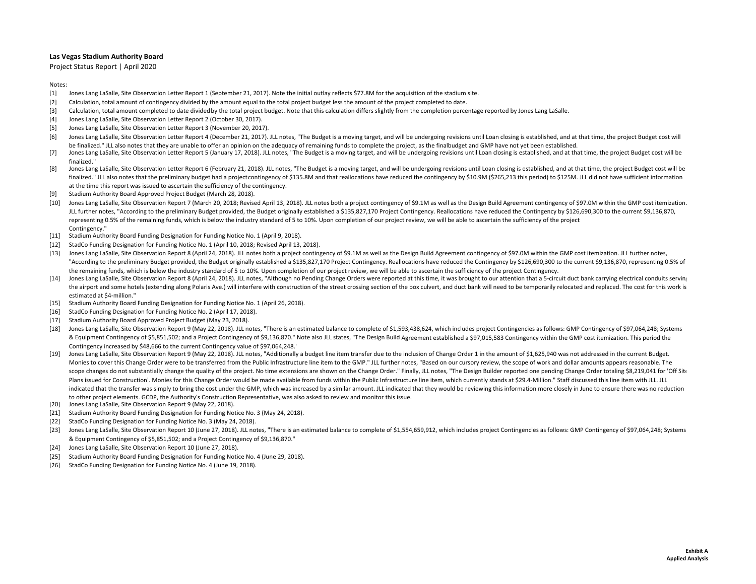**Las Vegas Stadium Authority Board**

Project Status Report | April 2020

Notes:

[1] Jones Lang LaSalle, Site Observation Letter Report 1 (September 21, 2017). Note the initial outlay reflects $77.8M for the acquisition of the stadium site.

[2] Calculation, total amount of contingency divided by the amount equal to the total project budget less the amount of the project completed to date.

[3] Calculation, total amount completed to date divided by the total project budget. Note that this calculation differs slightly from the completion percentage reported by Jones Lang LaSalle.

[4] Jones Lang LaSalle, Site Observation Letter Report 2 (October 30, 2017).

[5] Jones Lang LaSalle, Site Observation Letter Report 3 (November 20, 2017).

[6] Jones Lang LaSalle, Site Observation Letter Report 4 (December 21, 2017). JLL notes, "The Budget is a moving target, and will be undergoing revisions until Loan closing is established, and at that time, the project Budget cost will be finalized." JLL also notes that they are unable to offer an opinion on the adequacy of remaining funds to complete the project, as the finalbudget and GMP have not yet been established.

[7] Jones Lang LaSalle, Site Observation Letter Report 5 (January 17, 2018). JLL notes, "The Budget is a moving target, and will be undergoing revisions until Loan closing is established, and at that time, the project Budget cost will be finalized."

[8] Jones Lang LaSalle, Site Observation Letter Report 6 (February 21, 2018). JLL notes, "The Budget is a moving target, and will be undergoing revisions until Loan closing is established, and at that time, the project Budget cost will be finalized." JLL also notes that the preliminary budget had a projectcontingency of $135.8M and that reallocations have reduced the contingency by $10.9M ($265,213 this period) to $125M. JLL did not have sufficient information at the time this report was issued to ascertain the sufficiency of the contingency.

[9] Stadium Authority Board Approved Project Budget (March 28, 2018).

[10] Jones Lang LaSalle, Site Observation Report 7 (March 20, 2018; Revised April 13, 2018). JLL notes both a project contingency of $9.1M as well as the Design Build Agreement contingency of $97.0M within the GMP cost itemization. JLL further notes, "According to the preliminary Budget provided, the Budget originally established a $135,827,170 Project Contingency. Reallocations have reduced the Contingency by $126,690,300 to the current $9,136,870, representing 0.5% of the remaining funds, which is below the industry standard of 5 to 10%. Upon completion of our project review, we will be able to ascertain the sufficiency of the project Contingency."

[11] Stadium Authority Board Funding Designation for Funding Notice No. 1 (April 9, 2018).

[12] StadCo Funding Designation for Funding Notice No. 1 (April 10, 2018; Revised April 13, 2018).

[13] Jones Lang LaSalle, Site Observation Report 8 (April 24, 2018). JLL notes both a project contingency of $9.1M as well as the Design Build Agreement contingency of $97.0M within the GMP cost itemization. JLL further notes, "According to the preliminary Budget provided, the Budget originally established a $135,827,170 Project Contingency. Reallocations have reduced the Contingency by $126,690,300 to the current $9,136,870, representing 0.5% of the remaining funds, which is below the industry standard of 5 to 10%. Upon completion of our project review, we will be able to ascertain the sufficiency of the project Contingency.

[14] Jones Lang LaSalle, Site Observation Report 8 (April 24, 2018). JLL notes, "Although no Pending Change Orders were reported at this time, it was brought to our attention that a 5-circuit duct bank carrying electrical conduits serving the airport and some hotels (extending along Polaris Ave.) will interfere with construction of the street crossing section of the box culvert, and duct bank will need to be temporarily relocated and replaced. The cost for this work is estimated at $4-million."

[15] Stadium Authority Board Funding Designation for Funding Notice No. 1 (April 26, 2018).

[16] StadCo Funding Designation for Funding Notice No. 2 (April 17, 2018).

[17] Stadium Authority Board Approved Project Budget (May 23, 2018).

[18] Jones Lang LaSalle, Site Observation Report 9 (May 22, 2018). JLL notes, "There is an estimated balance to complete of $1,593,438,624, which includes project Contingencies as follows: GMP Contingency of $97,064,248; Systems & Equipment Contingency of $5,851,502; and a Project Contingency of $9,136,870." Note also JLL states, "The Design Build Agreement established a $97,015,583 Contingency within the GMP cost itemization. This period the Contingency increased by $48,666 to the current Contingency value of $97,064,248.'

[19] Jones Lang LaSalle, Site Observation Report 9 (May 22, 2018). JLL notes, "Additionally a budget line item transfer due to the inclusion of Change Order 1 in the amount of $1,625,940 was not addressed in the current Budget. Monies to cover this Change Order were to be transferred from the Public Infrastructure line item to the GMP." JLL further notes, "Based on our cursory review, the scope of work and dollar amounts appears reasonable. The scope changes do not substantially change the quality of the project. No time extensions are shown on the Change Order." Finally, JLL notes, "The Design Builder reported one pending Change Order totaling $8,219,041 for 'Off Site Plans issued for Construction'. Monies for this Change Order would be made available from funds within the Public Infrastructure line item, which currently stands at $29.4-Million." Staff discussed this line item with JLL. JLL indicated that the transfer was simply to bring the cost under the GMP, which was increased by a similar amount. JLL indicated that they would be reviewing this information more closely in June to ensure there was no reduction to other project elements. GCDP, the Authority's Construction Representative, was also asked to review and monitor this issue.

[20] Jones Lang LaSalle, Site Observation Report 9 (May 22, 2018).

[21] Stadium Authority Board Funding Designation for Funding Notice No. 3 (May 24, 2018).

[22] StadCo Funding Designation for Funding Notice No. 3 (May 24, 2018).

[23] Jones Lang LaSalle, Site Observation Report 10 (June 27, 2018). JLL notes, "There is an estimated balance to complete of $1,554,659,912, which includes project Contingencies as follows: GMP Contingency of $97,064,248; Systems & Equipment Contingency of $5,851,502; and a Project Contingency of $9,136,870."

[24] Jones Lang LaSalle, Site Observation Report 10 (June 27, 2018).

[25] Stadium Authority Board Funding Designation for Funding Notice No. 4 (June 29, 2018).

[26] StadCo Funding Designation for Funding Notice No. 4 (June 19, 2018).

**Exhibit A**
**Applied Analysis**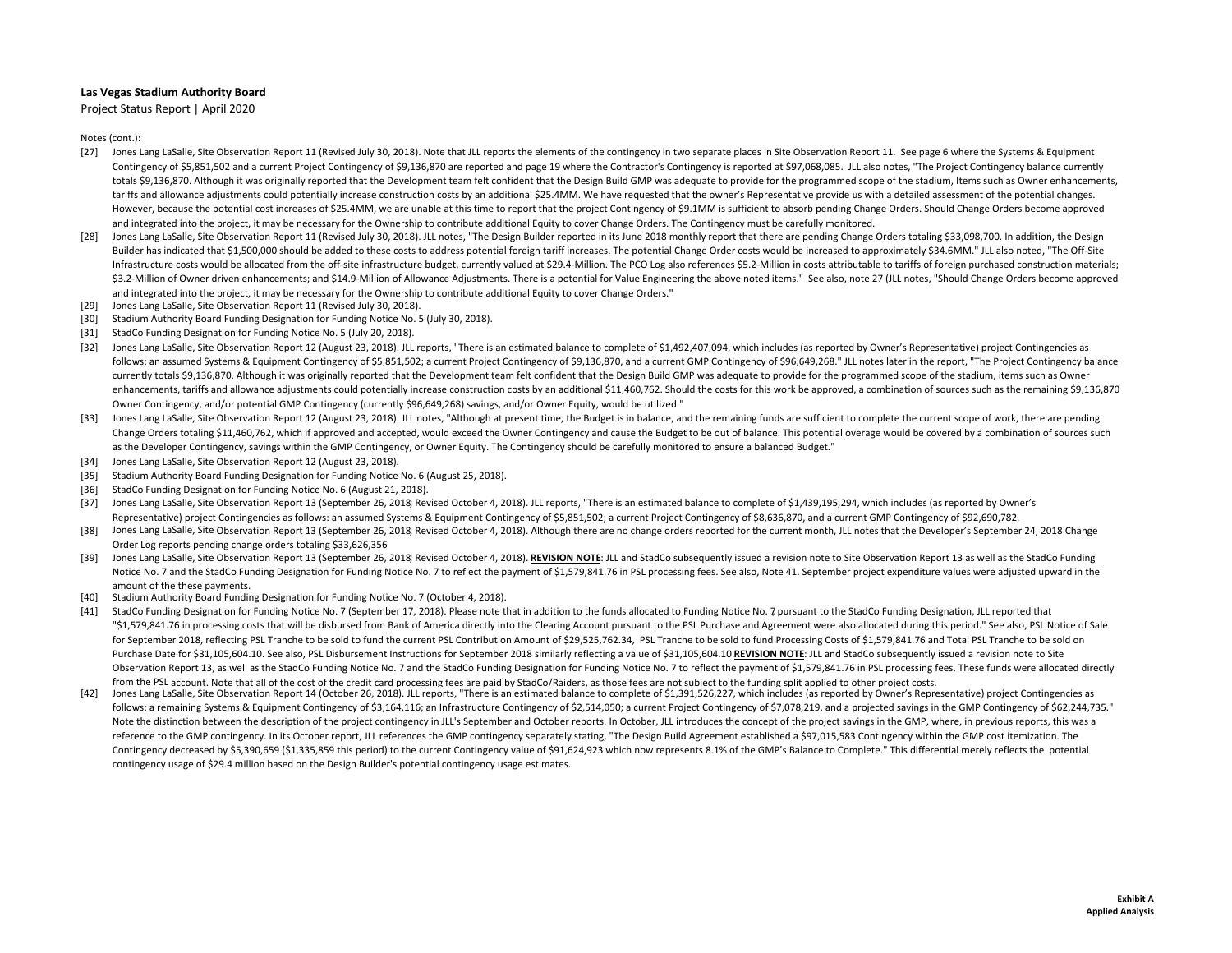**Las Vegas Stadium Authority Board**

Project Status Report | April 2020

Notes (cont.):

[27] Jones Lang LaSalle, Site Observation Report 11 (Revised July 30, 2018). Note that JLL reports the elements of the contingency in two separate places in Site Observation Report 11. See page 6 where the Systems & Equipment Contingency of $5,851,502 and a current Project Contingency of $9,136,870 are reported and page 19 where the Contractor's Contingency is reported at $97,068,085. JLL also notes, "The Project Contingency balance currently totals $9,136,870. Although it was originally reported that the Development team felt confident that the Design Build GMP was adequate to provide for the programmed scope of the stadium, Items such as Owner enhancements, tariffs and allowance adjustments could potentially increase construction costs by an additional $25.4MM. We have requested that the owner's Representative provide us with a detailed assessment of the potential changes. However, because the potential cost increases of $25.4MM, we are unable at this time to report that the project Contingency of $9.1MM is sufficient to absorb pending Change Orders. Should Change Orders become approved and integrated into the project, it may be necessary for the Ownership to contribute additional Equity to cover Change Orders. The Contingency must be carefully monitored.

[28] Jones Lang LaSalle, Site Observation Report 11 (Revised July 30, 2018). JLL notes, "The Design Builder reported in its June 2018 monthly report that there are pending Change Orders totaling $33,098,700. In addition, the Design Builder has indicated that $1,500,000 should be added to these costs to address potential foreign tariff increases. The potential Change Order costs would be increased to approximately $34.6MM." JLL also noted, "The Off-Site Infrastructure costs would be allocated from the off-site infrastructure budget, currently valued at $29.4-Million. The PCO Log also references $5.2-Million in costs attributable to tariffs of foreign purchased construction materials; $3.2-Million of Owner driven enhancements; and $14.9-Million of Allowance Adjustments. There is a potential for Value Engineering the above noted items." See also, note 27 (JLL notes, "Should Change Orders become approved and integrated into the project, it may be necessary for the Ownership to contribute additional Equity to cover Change Orders."

[29] Jones Lang LaSalle, Site Observation Report 11 (Revised July 30, 2018).

[30] Stadium Authority Board Funding Designation for Funding Notice No. 5 (July 30, 2018).

[31] StadCo Funding Designation for Funding Notice No. 5 (July 20, 2018).

[32] Jones Lang LaSalle, Site Observation Report 12 (August 23, 2018). JLL reports, "There is an estimated balance to complete of $1,492,407,094, which includes (as reported by Owner's Representative) project Contingencies as follows: an assumed Systems & Equipment Contingency of $5,851,502; a current Project Contingency of $9,136,870, and a current GMP Contingency of $96,649,268." JLL notes later in the report, "The Project Contingency balance currently totals $9,136,870. Although it was originally reported that the Development team felt confident that the Design Build GMP was adequate to provide for the programmed scope of the stadium, items such as Owner enhancements, tariffs and allowance adjustments could potentially increase construction costs by an additional $11,460,762. Should the costs for this work be approved, a combination of sources such as the remaining $9,136,870 Owner Contingency, and/or potential GMP Contingency (currently $96,649,268) savings, and/or Owner Equity, would be utilized."

[33] Jones Lang LaSalle, Site Observation Report 12 (August 23, 2018). JLL notes, "Although at present time, the Budget is in balance, and the remaining funds are sufficient to complete the current scope of work, there are pending Change Orders totaling $11,460,762, which if approved and accepted, would exceed the Owner Contingency and cause the Budget to be out of balance. This potential overage would be covered by a combination of sources such as the Developer Contingency, savings within the GMP Contingency, or Owner Equity. The Contingency should be carefully monitored to ensure a balanced Budget."

[34] Jones Lang LaSalle, Site Observation Report 12 (August 23, 2018).

[35] Stadium Authority Board Funding Designation for Funding Notice No. 6 (August 25, 2018).

[36] StadCo Funding Designation for Funding Notice No. 6 (August 21, 2018).

[37] Jones Lang LaSalle, Site Observation Report 13 (September 26, 2018; Revised October 4, 2018). JLL reports, "There is an estimated balance to complete of $1,439,195,294, which includes (as reported by Owner's Representative) project Contingencies as follows: an assumed Systems & Equipment Contingency of $5,851,502; a current Project Contingency of $8,636,870, and a current GMP Contingency of $92,690,782.

[38] Jones Lang LaSalle, Site Observation Report 13 (September 26, 2018; Revised October 4, 2018). Although there are no change orders reported for the current month, JLL notes that the Developer's September 24, 2018 Change Order Log reports pending change orders totaling $33,626,356

[39] Jones Lang LaSalle, Site Observation Report 13 (September 26, 2018; Revised October 4, 2018). **<u>REVISION NOTE</u>**: JLL and StadCo subsequently issued a revision note to Site Observation Report 13 as well as the StadCo Funding Notice No. 7 and the StadCo Funding Designation for Funding Notice No. 7 to reflect the payment of $1,579,841.76 in PSL processing fees. See also, Note 41. September project expenditure values were adjusted upward in the amount of the these payments.

[40] Stadium Authority Board Funding Designation for Funding Notice No. 7 (October 4, 2018).

[41] StadCo Funding Designation for Funding Notice No. 7 (September 17, 2018). Please note that in addition to the funds allocated to Funding Notice No. 7, pursuant to the StadCo Funding Designation, JLL reported that "$1,579,841.76 in processing costs that will be disbursed from Bank of America directly into the Clearing Account pursuant to the PSL Purchase and Agreement were also allocated during this period." See also, PSL Notice of Sale for September 2018, reflecting PSL Tranche to be sold to fund the current PSL Contribution Amount of $29,525,762.34, PSL Tranche to be sold to fund Processing Costs of $1,579,841.76 and Total PSL Tranche to be sold on Purchase Date for $31,105,604.10. See also, PSL Disbursement Instructions for September 2018 similarly reflecting a value of $31,105,604.10.**<u>REVISION NOTE</u>**: JLL and StadCo subsequently issued a revision note to Site Observation Report 13, as well as the StadCo Funding Notice No. 7 and the StadCo Funding Designation for Funding Notice No. 7 to reflect the payment of $1,579,841.76 in PSL processing fees. These funds were allocated directly from the PSL account. Note that all of the cost of the credit card processing fees are paid by StadCo/Raiders, as those fees are not subject to the funding split applied to other project costs.

[42] Jones Lang LaSalle, Site Observation Report 14 (October 26, 2018). JLL reports, "There is an estimated balance to complete of $1,391,526,227, which includes (as reported by Owner's Representative) project Contingencies as follows: a remaining Systems & Equipment Contingency of $3,164,116; an Infrastructure Contingency of $2,514,050; a current Project Contingency of $7,078,219, and a projected savings in the GMP Contingency of $62,244,735." Note the distinction between the description of the project contingency in JLL's September and October reports. In October, JLL introduces the concept of the project savings in the GMP, where, in previous reports, this was a reference to the GMP contingency. In its October report, JLL references the GMP contingency separately stating, "The Design Build Agreement established a $97,015,583 Contingency within the GMP cost itemization. The Contingency decreased by $5,390,659 ($1,335,859 this period) to the current Contingency value of $91,624,923 which now represents 8.1% of the GMP's Balance to Complete." This differential merely reflects the potential contingency usage of $29.4 million based on the Design Builder's potential contingency usage estimates.

**Exhibit A**
**Applied Analysis**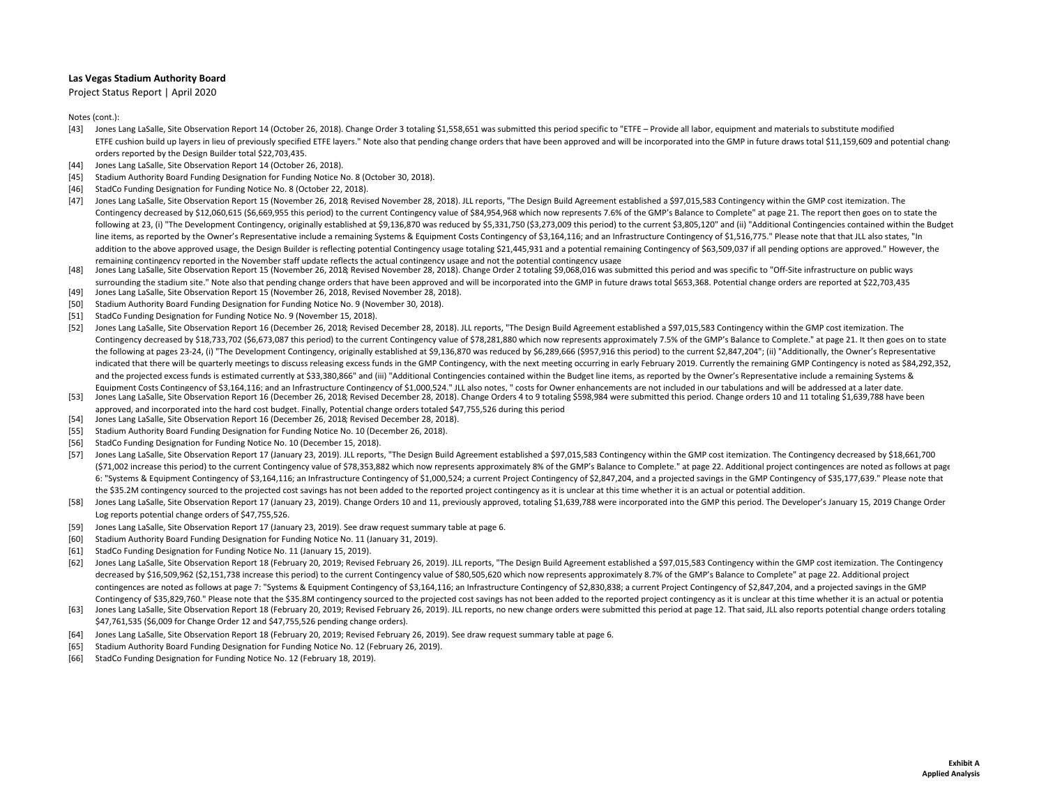**Las Vegas Stadium Authority Board**

Project Status Report | April 2020

Notes (cont.):

- [43] Jones Lang LaSalle, Site Observation Report 14 (October 26, 2018). Change Order 3 totaling $1,558,651 was submitted this period specific to "ETFE – Provide all labor, equipment and materials to substitute modified ETFE cushion build up layers in lieu of previously specified ETFE layers." Note also that pending change orders that have been approved and will be incorporated into the GMP in future draws total $11,159,609 and potential change orders reported by the Design Builder total $22,703,435.
- [44] Jones Lang LaSalle, Site Observation Report 14 (October 26, 2018).
- [45] Stadium Authority Board Funding Designation for Funding Notice No. 8 (October 30, 2018).
- [46] StadCo Funding Designation for Funding Notice No. 8 (October 22, 2018).
- [47] Jones Lang LaSalle, Site Observation Report 15 (November 26, 2018; Revised November 28, 2018). JLL reports, "The Design Build Agreement established a $97,015,583 Contingency within the GMP cost itemization. The Contingency decreased by $12,060,615 ($6,669,955 this period) to the current Contingency value of $84,954,968 which now represents 7.6% of the GMP's Balance to Complete" at page 21. The report then goes on to state the following at 23, (i) "The Development Contingency, originally established at $9,136,870 was reduced by $5,331,750 ($3,273,009 this period) to the current $3,805,120" and (ii) "Additional Contingencies contained within the Budget line items, as reported by the Owner's Representative include a remaining Systems & Equipment Costs Contingency of $3,164,116; and an Infrastructure Contingency of $1,516,775." Please note that that JLL also states, "In addition to the above approved usage, the Design Builder is reflecting potential Contingency usage totaling $21,445,931 and a potential remaining Contingency of $63,509,037 if all pending options are approved." However, the remaining contingency reported in the November staff update reflects the actual contingency usage and not the potential contingency usage.
- [48] Jones Lang LaSalle, Site Observation Report 15 (November 26, 2018; Revised November 28, 2018). Change Order 2 totaling $9,068,016 was submitted this period and was specific to "Off-Site infrastructure on public ways surrounding the stadium site." Note also that pending change orders that have been approved and will be incorporated into the GMP in future draws total $653,368. Potential change orders are reported at $22,703,435
- [49] Jones Lang LaSalle, Site Observation Report 15 (November 26, 2018, Revised November 28, 2018).
- [50] Stadium Authority Board Funding Designation for Funding Notice No. 9 (November 30, 2018).
- [51] StadCo Funding Designation for Funding Notice No. 9 (November 15, 2018).
- [52] Jones Lang LaSalle, Site Observation Report 16 (December 26, 2018; Revised December 28, 2018). JLL reports, "The Design Build Agreement established a $97,015,583 Contingency within the GMP cost itemization. The Contingency decreased by $18,733,702 ($6,673,087 this period) to the current Contingency value of $78,281,880 which now represents approximately 7.5% of the GMP's Balance to Complete." at page 21. It then goes on to state the following at pages 23-24, (i) "The Development Contingency, originally established at $9,136,870 was reduced by $6,289,666 ($957,916 this period) to the current $2,847,204"; (ii) "Additionally, the Owner's Representative indicated that there will be quarterly meetings to discuss releasing excess funds in the GMP Contingency, with the next meeting occurring in early February 2019. Currently the remaining GMP Contingency is noted as $84,292,352, and the projected excess funds is estimated currently at $33,380,866" and (iii) "Additional Contingencies contained within the Budget line items, as reported by the Owner's Representative include a remaining Systems & Equipment Costs Contingency of $3,164,116; and an Infrastructure Contingency of $1,000,524." JLL also notes, " costs for Owner enhancements are not included in our tabulations and will be addressed at a later date.
- [53] Jones Lang LaSalle, Site Observation Report 16 (December 26, 2018; Revised December 28, 2018). Change Orders 4 to 9 totaling $598,984 were submitted this period. Change orders 10 and 11 totaling $1,639,788 have been approved, and incorporated into the hard cost budget. Finally, Potential change orders totaled $47,755,526 during this period
- [54] Jones Lang LaSalle, Site Observation Report 16 (December 26, 2018; Revised December 28, 2018).
- [55] Stadium Authority Board Funding Designation for Funding Notice No. 10 (December 26, 2018).
- [56] StadCo Funding Designation for Funding Notice No. 10 (December 15, 2018).
- [57] Jones Lang LaSalle, Site Observation Report 17 (January 23, 2019). JLL reports, "The Design Build Agreement established a $97,015,583 Contingency within the GMP cost itemization. The Contingency decreased by $18,661,700 ($71,002 increase this period) to the current Contingency value of $78,353,882 which now represents approximately 8% of the GMP's Balance to Complete." at page 22. Additional project contingences are noted as follows at page 6: "Systems & Equipment Contingency of $3,164,116; an Infrastructure Contingency of $1,000,524; a current Project Contingency of $2,847,204, and a projected savings in the GMP Contingency of $35,177,639." Please note that the $35.2M contingency sourced to the projected cost savings has not been added to the reported project contingency as it is unclear at this time whether it is an actual or potential addition.
- [58] Jones Lang LaSalle, Site Observation Report 17 (January 23, 2019). Change Orders 10 and 11, previously approved, totaling $1,639,788 were incorporated into the GMP this period. The Developer's January 15, 2019 Change Order Log reports potential change orders of $47,755,526.
- [59] Jones Lang LaSalle, Site Observation Report 17 (January 23, 2019). See draw request summary table at page 6.
- [60] Stadium Authority Board Funding Designation for Funding Notice No. 11 (January 31, 2019).
- [61] StadCo Funding Designation for Funding Notice No. 11 (January 15, 2019).
- [62] Jones Lang LaSalle, Site Observation Report 18 (February 20, 2019; Revised February 26, 2019). JLL reports, "The Design Build Agreement established a $97,015,583 Contingency within the GMP cost itemization. The Contingency decreased by $16,509,962 ($2,151,738 increase this period) to the current Contingency value of $80,505,620 which now represents approximately 8.7% of the GMP's Balance to Complete" at page 22. Additional project contingences are noted as follows at page 7: "Systems & Equipment Contingency of $3,164,116; an Infrastructure Contingency of $2,830,838; a current Project Contingency of $2,847,204, and a projected savings in the GMP Contingency of $35,829,760." Please note that the $35.8M contingency sourced to the projected cost savings has not been added to the reported project contingency as it is unclear at this time whether it is an actual or potentia
- [63] Jones Lang LaSalle, Site Observation Report 18 (February 20, 2019; Revised February 26, 2019). JLL reports, no new change orders were submitted this period at page 12. That said, JLL also reports potential change orders totaling $47,761,535 ($6,009 for Change Order 12 and $47,755,526 pending change orders).
- [64] Jones Lang LaSalle, Site Observation Report 18 (February 20, 2019; Revised February 26, 2019). See draw request summary table at page 6.
- [65] Stadium Authority Board Funding Designation for Funding Notice No. 12 (February 26, 2019).
- [66] StadCo Funding Designation for Funding Notice No. 12 (February 18, 2019).

**Exhibit A**
**Applied Analysis**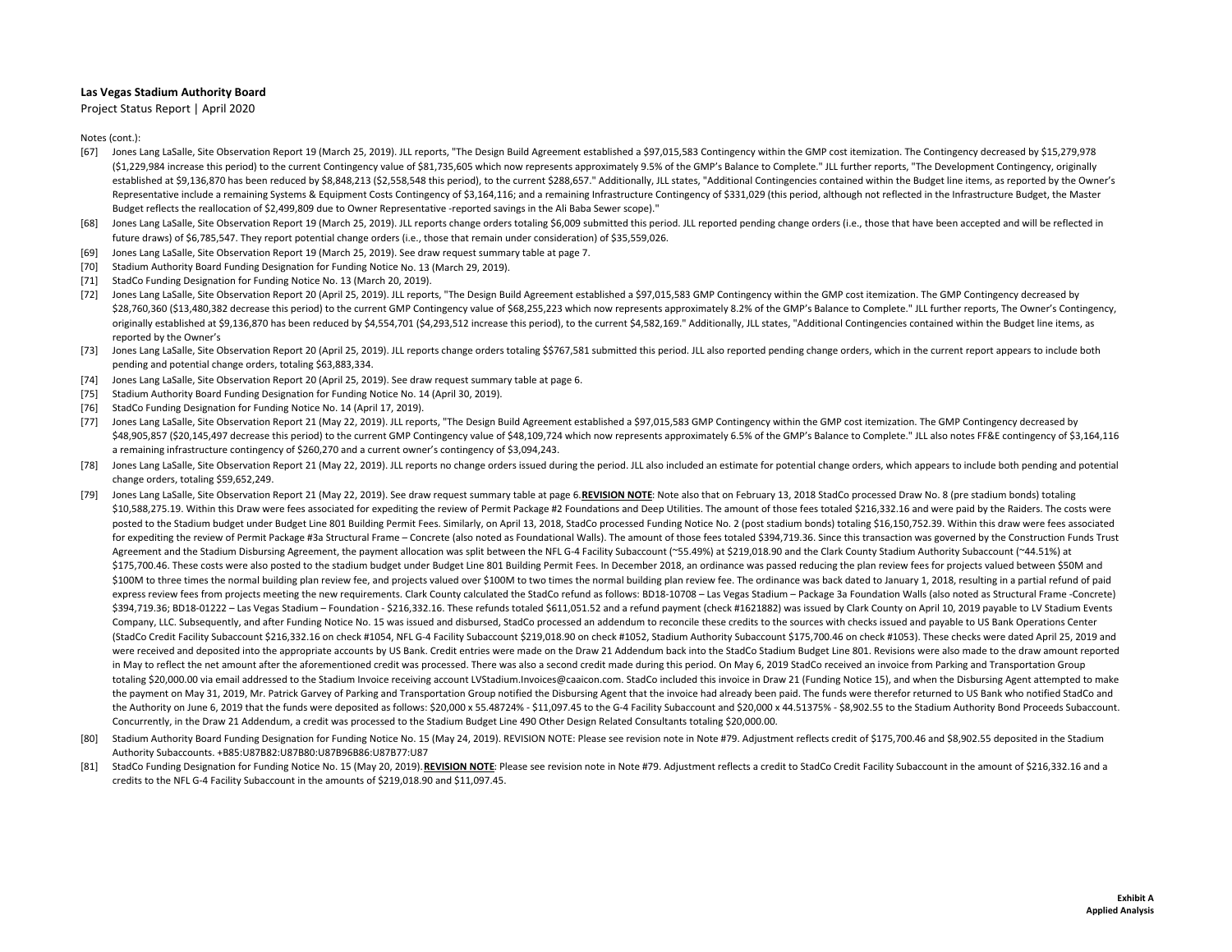**Las Vegas Stadium Authority Board**

Project Status Report | April 2020

Notes (cont.):

[67] Jones Lang LaSalle, Site Observation Report 19 (March 25, 2019). JLL reports, "The Design Build Agreement established a $97,015,583 Contingency within the GMP cost itemization. The Contingency decreased by $15,279,978 ($1,229,984 increase this period) to the current Contingency value of $81,735,605 which now represents approximately 9.5% of the GMP's Balance to Complete." JLL further reports, "The Development Contingency, originally established at $9,136,870 has been reduced by $8,848,213 ($2,558,548 this period), to the current $288,657." Additionally, JLL states, "Additional Contingencies contained within the Budget line items, as reported by the Owner's Representative include a remaining Systems & Equipment Costs Contingency of $3,164,116; and a remaining Infrastructure Contingency of $331,029 (this period, although not reflected in the Infrastructure Budget, the Master Budget reflects the reallocation of $2,499,809 due to Owner Representative -reported savings in the Ali Baba Sewer scope)."

[68] Jones Lang LaSalle, Site Observation Report 19 (March 25, 2019). JLL reports change orders totaling $6,009 submitted this period. JLL reported pending change orders (i.e., those that have been accepted and will be reflected in future draws) of $6,785,547. They report potential change orders (i.e., those that remain under consideration) of $35,559,026.

[69] Jones Lang LaSalle, Site Observation Report 19 (March 25, 2019). See draw request summary table at page 7.

[70] Stadium Authority Board Funding Designation for Funding Notice No. 13 (March 29, 2019).

[71] StadCo Funding Designation for Funding Notice No. 13 (March 20, 2019).

[72] Jones Lang LaSalle, Site Observation Report 20 (April 25, 2019). JLL reports, "The Design Build Agreement established a $97,015,583 GMP Contingency within the GMP cost itemization. The GMP Contingency decreased by $28,760,360 ($13,480,382 decrease this period) to the current GMP Contingency value of $68,255,223 which now represents approximately 8.2% of the GMP's Balance to Complete." JLL further reports, The Owner's Contingency, originally established at $9,136,870 has been reduced by $4,554,701 ($4,293,512 increase this period), to the current $4,582,169." Additionally, JLL states, "Additional Contingencies contained within the Budget line items, as reported by the Owner's

[73] Jones Lang LaSalle, Site Observation Report 20 (April 25, 2019). JLL reports change orders totaling $$767,581 submitted this period. JLL also reported pending change orders, which in the current report appears to include both pending and potential change orders, totaling $63,883,334.

[74] Jones Lang LaSalle, Site Observation Report 20 (April 25, 2019). See draw request summary table at page 6.

[75] Stadium Authority Board Funding Designation for Funding Notice No. 14 (April 30, 2019).

[76] StadCo Funding Designation for Funding Notice No. 14 (April 17, 2019).

[77] Jones Lang LaSalle, Site Observation Report 21 (May 22, 2019). JLL reports, "The Design Build Agreement established a $97,015,583 GMP Contingency within the GMP cost itemization. The GMP Contingency decreased by $48,905,857 ($20,145,497 decrease this period) to the current GMP Contingency value of $48,109,724 which now represents approximately 6.5% of the GMP's Balance to Complete." JLL also notes FF&E contingency of $3,164,116 a remaining infrastructure contingency of $260,270 and a current owner's contingency of $3,094,243.

[78] Jones Lang LaSalle, Site Observation Report 21 (May 22, 2019). JLL reports no change orders issued during the period. JLL also included an estimate for potential change orders, which appears to include both pending and potential change orders, totaling $59,652,249.

[79] Jones Lang LaSalle, Site Observation Report 21 (May 22, 2019). See draw request summary table at page 6.**REVISION NOTE**: Note also that on February 13, 2018 StadCo processed Draw No. 8 (pre stadium bonds) totaling $10,588,275.19. Within this Draw were fees associated for expediting the review of Permit Package #2 Foundations and Deep Utilities. The amount of those fees totaled $216,332.16 and were paid by the Raiders. The costs were posted to the Stadium budget under Budget Line 801 Building Permit Fees. Similarly, on April 13, 2018, StadCo processed Funding Notice No. 2 (post stadium bonds) totaling $16,150,752.39. Within this draw were fees associated for expediting the review of Permit Package #3a Structural Frame – Concrete (also noted as Foundational Walls). The amount of those fees totaled $394,719.36. Since this transaction was governed by the Construction Funds Trust Agreement and the Stadium Disbursing Agreement, the payment allocation was split between the NFL G-4 Facility Subaccount (~55.49%) at $219,018.90 and the Clark County Stadium Authority Subaccount (~44.51%) at $175,700.46. These costs were also posted to the stadium budget under Budget Line 801 Building Permit Fees. In December 2018, an ordinance was passed reducing the plan review fees for projects valued between $50M and $100M to three times the normal building plan review fee, and projects valued over $100M to two times the normal building plan review fee. The ordinance was back dated to January 1, 2018, resulting in a partial refund of paid express review fees from projects meeting the new requirements. Clark County calculated the StadCo refund as follows: BD18-10708 – Las Vegas Stadium – Package 3a Foundation Walls (also noted as Structural Frame -Concrete) $394,719.36; BD18-01222 – Las Vegas Stadium – Foundation - $216,332.16. These refunds totaled $611,051.52 and a refund payment (check #1621882) was issued by Clark County on April 10, 2019 payable to LV Stadium Events Company, LLC. Subsequently, and after Funding Notice No. 15 was issued and disbursed, StadCo processed an addendum to reconcile these credits to the sources with checks issued and payable to US Bank Operations Center (StadCo Credit Facility Subaccount $216,332.16 on check #1054, NFL G-4 Facility Subaccount $219,018.90 on check #1052, Stadium Authority Subaccount $175,700.46 on check #1053). These checks were dated April 25, 2019 and were received and deposited into the appropriate accounts by US Bank. Credit entries were made on the Draw 21 Addendum back into the StadCo Stadium Budget Line 801. Revisions were also made to the draw amount reported in May to reflect the net amount after the aforementioned credit was processed. There was also a second credit made during this period. On May 6, 2019 StadCo received an invoice from Parking and Transportation Group totaling $20,000.00 via email addressed to the Stadium Invoice receiving account LVStadium.Invoices@caaicon.com. StadCo included this invoice in Draw 21 (Funding Notice 15), and when the Disbursing Agent attempted to make the payment on May 31, 2019, Mr. Patrick Garvey of Parking and Transportation Group notified the Disbursing Agent that the invoice had already been paid. The funds were therefor returned to US Bank who notified StadCo and the Authority on June 6, 2019 that the funds were deposited as follows: $20,000 x 55.48724% - $11,097.45 to the G-4 Facility Subaccount and $20,000 x 44.51375% - $8,902.55 to the Stadium Authority Bond Proceeds Subaccount. Concurrently, in the Draw 21 Addendum, a credit was processed to the Stadium Budget Line 490 Other Design Related Consultants totaling $20,000.00.

[80] Stadium Authority Board Funding Designation for Funding Notice No. 15 (May 24, 2019). REVISION NOTE: Please see revision note in Note #79. Adjustment reflects credit of $175,700.46 and $8,902.55 deposited in the Stadium Authority Subaccounts. +B85:U87B82:U87B80:U87B96B86:U87B77:U87

[81] StadCo Funding Designation for Funding Notice No. 15 (May 20, 2019).**REVISION NOTE**: Please see revision note in Note #79. Adjustment reflects a credit to StadCo Credit Facility Subaccount in the amount of $216,332.16 and a credits to the NFL G-4 Facility Subaccount in the amounts of $219,018.90 and $11,097.45.

**Exhibit A**
**Applied Analysis**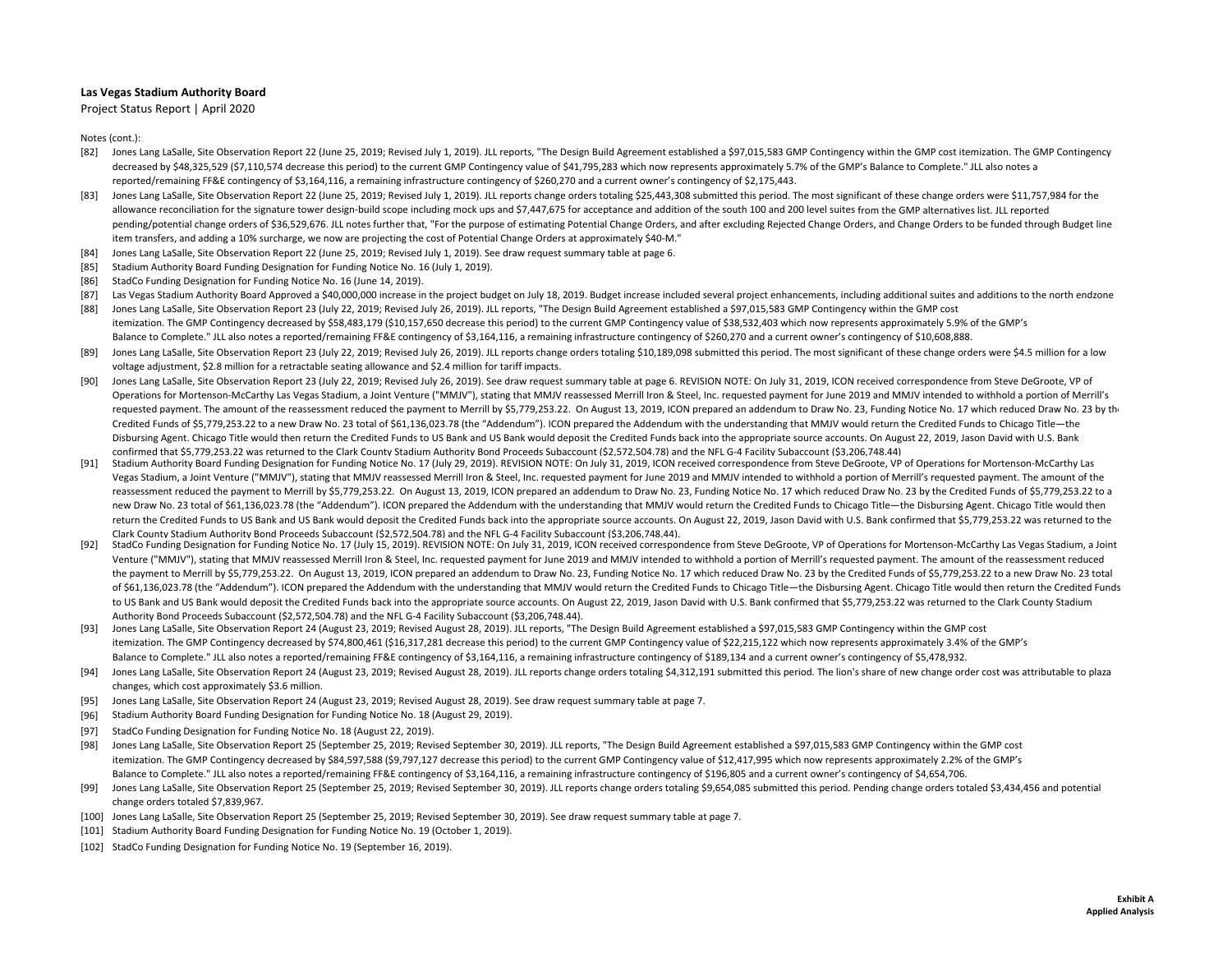**Las Vegas Stadium Authority Board**

Project Status Report | April 2020

Notes (cont.):

[82] Jones Lang LaSalle, Site Observation Report 22 (June 25, 2019; Revised July 1, 2019). JLL reports, "The Design Build Agreement established a $97,015,583 GMP Contingency within the GMP cost itemization. The GMP Contingency decreased by $48,325,529 ($7,110,574 decrease this period) to the current GMP Contingency value of $41,795,283 which now represents approximately 5.7% of the GMP's Balance to Complete." JLL also notes a reported/remaining FF&E contingency of $3,164,116, a remaining infrastructure contingency of $260,270 and a current owner's contingency of $2,175,443.

[83] Jones Lang LaSalle, Site Observation Report 22 (June 25, 2019; Revised July 1, 2019). JLL reports change orders totaling $25,443,308 submitted this period. The most significant of these change orders were $11,757,984 for the allowance reconciliation for the signature tower design-build scope including mock ups and $7,447,675 for acceptance and addition of the south 100 and 200 level suites from the GMP alternatives list. JLL reported pending/potential change orders of $36,529,676. JLL notes further that, "For the purpose of estimating Potential Change Orders, and after excluding Rejected Change Orders, and Change Orders to be funded through Budget line item transfers, and adding a 10% surcharge, we now are projecting the cost of Potential Change Orders at approximately $40-M."

[84] Jones Lang LaSalle, Site Observation Report 22 (June 25, 2019; Revised July 1, 2019). See draw request summary table at page 6.

[85] Stadium Authority Board Funding Designation for Funding Notice No. 16 (July 1, 2019).

[86] StadCo Funding Designation for Funding Notice No. 16 (June 14, 2019).

[87] Las Vegas Stadium Authority Board Approved a $40,000,000 increase in the project budget on July 18, 2019. Budget increase included several project enhancements, including additional suites and additions to the north endzone

[88] Jones Lang LaSalle, Site Observation Report 23 (July 22, 2019; Revised July 26, 2019). JLL reports, "The Design Build Agreement established a $97,015,583 GMP Contingency within the GMP cost itemization. The GMP Contingency decreased by $58,483,179 ($10,157,650 decrease this period) to the current GMP Contingency value of $38,532,403 which now represents approximately 5.9% of the GMP's Balance to Complete." JLL also notes a reported/remaining FF&E contingency of $3,164,116, a remaining infrastructure contingency of $260,270 and a current owner's contingency of $10,608,888.

[89] Jones Lang LaSalle, Site Observation Report 23 (July 22, 2019; Revised July 26, 2019). JLL reports change orders totaling $10,189,098 submitted this period. The most significant of these change orders were $4.5 million for a low voltage adjustment, $2.8 million for a retractable seating allowance and $2.4 million for tariff impacts.

[90] Jones Lang LaSalle, Site Observation Report 23 (July 22, 2019; Revised July 26, 2019). See draw request summary table at page 6. REVISION NOTE: On July 31, 2019, ICON received correspondence from Steve DeGroote, VP of Operations for Mortenson-McCarthy Las Vegas Stadium, a Joint Venture ("MMJV"), stating that MMJV reassessed Merrill Iron & Steel, Inc. requested payment for June 2019 and MMJV intended to withhold a portion of Merrill's requested payment. The amount of the reassessment reduced the payment to Merrill by $5,779,253.22. On August 13, 2019, ICON prepared an addendum to Draw No. 23, Funding Notice No. 17 which reduced Draw No. 23 by the Credited Funds of $5,779,253.22 to a new Draw No. 23 total of $61,136,023.78 (the "Addendum"). ICON prepared the Addendum with the understanding that MMJV would return the Credited Funds to Chicago Title—the Disbursing Agent. Chicago Title would then return the Credited Funds to US Bank and US Bank would deposit the Credited Funds back into the appropriate source accounts. On August 22, 2019, Jason David with U.S. Bank confirmed that $5,779,253.22 was returned to the Clark County Stadium Authority Bond Proceeds Subaccount ($2,572,504.78) and the NFL G-4 Facility Subaccount ($3,206,748.44)

[91] Stadium Authority Board Funding Designation for Funding Notice No. 17 (July 29, 2019). REVISION NOTE: On July 31, 2019, ICON received correspondence from Steve DeGroote, VP of Operations for Mortenson-McCarthy Las Vegas Stadium, a Joint Venture ("MMJV"), stating that MMJV reassessed Merrill Iron & Steel, Inc. requested payment for June 2019 and MMJV intended to withhold a portion of Merrill's requested payment. The amount of the reassessment reduced the payment to Merrill by $5,779,253.22. On August 13, 2019, ICON prepared an addendum to Draw No. 23, Funding Notice No. 17 which reduced Draw No. 23 by the Credited Funds of $5,779,253.22 to a new Draw No. 23 total of $61,136,023.78 (the "Addendum"). ICON prepared the Addendum with the understanding that MMJV would return the Credited Funds to Chicago Title—the Disbursing Agent. Chicago Title would then return the Credited Funds to US Bank and US Bank would deposit the Credited Funds back into the appropriate source accounts. On August 22, 2019, Jason David with U.S. Bank confirmed that $5,779,253.22 was returned to the Clark County Stadium Authority Bond Proceeds Subaccount ($2,572,504.78) and the NFL G-4 Facility Subaccount ($3,206,748.44).

[92] StadCo Funding Designation for Funding Notice No. 17 (July 15, 2019). REVISION NOTE: On July 31, 2019, ICON received correspondence from Steve DeGroote, VP of Operations for Mortenson-McCarthy Las Vegas Stadium, a Joint Venture ("MMJV"), stating that MMJV reassessed Merrill Iron & Steel, Inc. requested payment for June 2019 and MMJV intended to withhold a portion of Merrill's requested payment. The amount of the reassessment reduced the payment to Merrill by $5,779,253.22. On August 13, 2019, ICON prepared an addendum to Draw No. 23, Funding Notice No. 17 which reduced Draw No. 23 by the Credited Funds of $5,779,253.22 to a new Draw No. 23 total of $61,136,023.78 (the "Addendum"). ICON prepared the Addendum with the understanding that MMJV would return the Credited Funds to Chicago Title—the Disbursing Agent. Chicago Title would then return the Credited Funds to US Bank and US Bank would deposit the Credited Funds back into the appropriate source accounts. On August 22, 2019, Jason David with U.S. Bank confirmed that $5,779,253.22 was returned to the Clark County Stadium Authority Bond Proceeds Subaccount ($2,572,504.78) and the NFL G-4 Facility Subaccount ($3,206,748.44).

[93] Jones Lang LaSalle, Site Observation Report 24 (August 23, 2019; Revised August 28, 2019). JLL reports, "The Design Build Agreement established a $97,015,583 GMP Contingency within the GMP cost itemization. The GMP Contingency decreased by $74,800,461 ($16,317,281 decrease this period) to the current GMP Contingency value of $22,215,122 which now represents approximately 3.4% of the GMP's Balance to Complete." JLL also notes a reported/remaining FF&E contingency of $3,164,116, a remaining infrastructure contingency of $189,134 and a current owner's contingency of $5,478,932.

[94] Jones Lang LaSalle, Site Observation Report 24 (August 23, 2019; Revised August 28, 2019). JLL reports change orders totaling $4,312,191 submitted this period. The lion's share of new change order cost was attributable to plaza changes, which cost approximately $3.6 million.

[95] Jones Lang LaSalle, Site Observation Report 24 (August 23, 2019; Revised August 28, 2019). See draw request summary table at page 7.

[96] Stadium Authority Board Funding Designation for Funding Notice No. 18 (August 29, 2019).

[97] StadCo Funding Designation for Funding Notice No. 18 (August 22, 2019).

[98] Jones Lang LaSalle, Site Observation Report 25 (September 25, 2019; Revised September 30, 2019). JLL reports, "The Design Build Agreement established a $97,015,583 GMP Contingency within the GMP cost itemization. The GMP Contingency decreased by $84,597,588 ($9,797,127 decrease this period) to the current GMP Contingency value of $12,417,995 which now represents approximately 2.2% of the GMP's Balance to Complete." JLL also notes a reported/remaining FF&E contingency of $3,164,116, a remaining infrastructure contingency of $196,805 and a current owner's contingency of $4,654,706.

[99] Jones Lang LaSalle, Site Observation Report 25 (September 25, 2019; Revised September 30, 2019). JLL reports change orders totaling $9,654,085 submitted this period. Pending change orders totaled $3,434,456 and potential change orders totaled $7,839,967.

[100] Jones Lang LaSalle, Site Observation Report 25 (September 25, 2019; Revised September 30, 2019). See draw request summary table at page 7.

[101] Stadium Authority Board Funding Designation for Funding Notice No. 19 (October 1, 2019).

[102] StadCo Funding Designation for Funding Notice No. 19 (September 16, 2019).

**Exhibit A**
**Applied Analysis**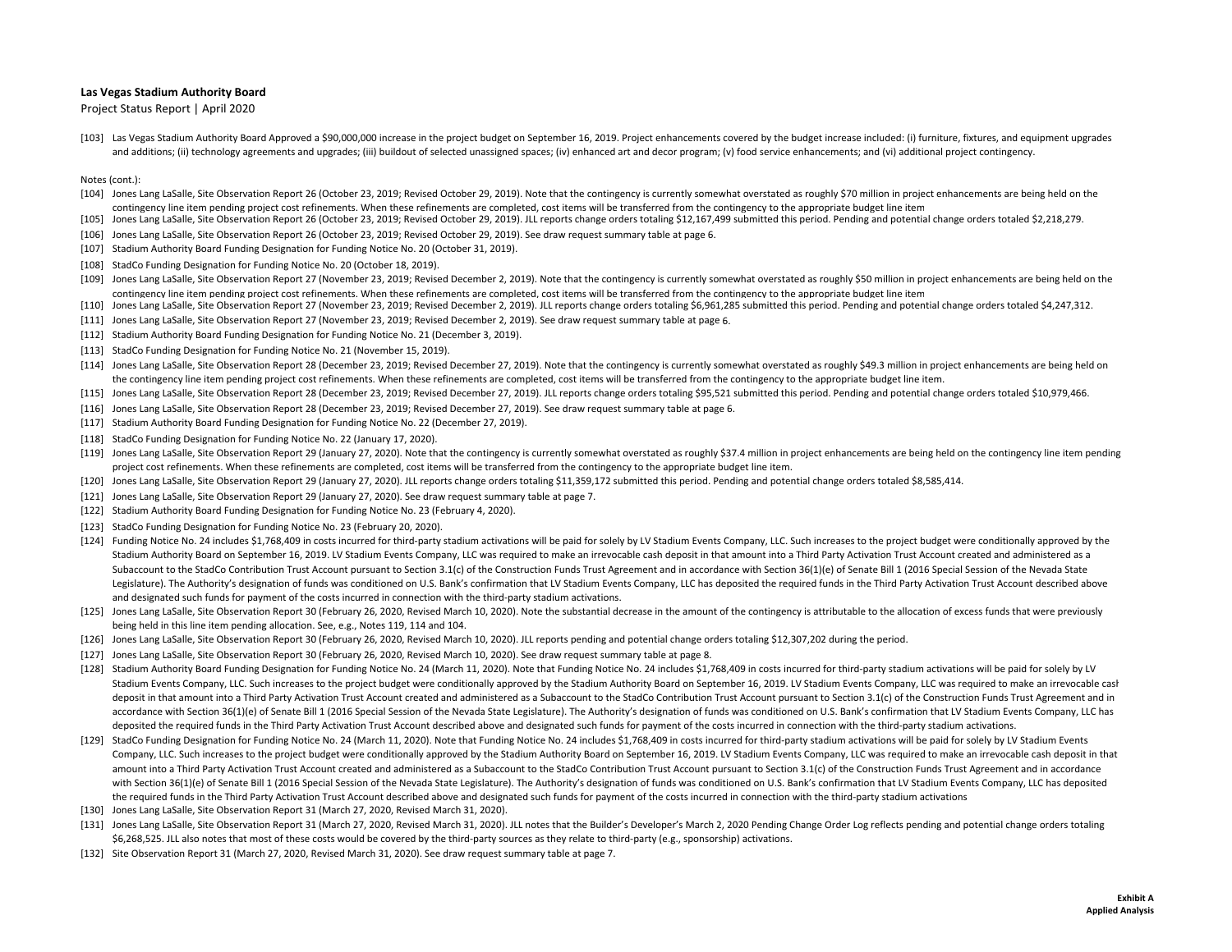**Las Vegas Stadium Authority Board**

Project Status Report | April 2020

[103] Las Vegas Stadium Authority Board Approved a $90,000,000 increase in the project budget on September 16, 2019. Project enhancements covered by the budget increase included: (i) furniture, fixtures, and equipment upgrades and additions; (ii) technology agreements and upgrades; (iii) buildout of selected unassigned spaces; (iv) enhanced art and decor program; (v) food service enhancements; and (vi) additional project contingency.

Notes (cont.):

[104] Jones Lang LaSalle, Site Observation Report 26 (October 23, 2019; Revised October 29, 2019). Note that the contingency is currently somewhat overstated as roughly $70 million in project enhancements are being held on the contingency line item pending project cost refinements. When these refinements are completed, cost items will be transferred from the contingency to the appropriate budget line item

[105] Jones Lang LaSalle, Site Observation Report 26 (October 23, 2019; Revised October 29, 2019). JLL reports change orders totaling $12,167,499 submitted this period. Pending and potential change orders totaled $2,218,279.

[106] Jones Lang LaSalle, Site Observation Report 26 (October 23, 2019; Revised October 29, 2019). See draw request summary table at page 6.

[107] Stadium Authority Board Funding Designation for Funding Notice No. 20 (October 31, 2019).

[108] StadCo Funding Designation for Funding Notice No. 20 (October 18, 2019).

[109] Jones Lang LaSalle, Site Observation Report 27 (November 23, 2019; Revised December 2, 2019). Note that the contingency is currently somewhat overstated as roughly $50 million in project enhancements are being held on the contingency line item pending project cost refinements. When these refinements are completed, cost items will be transferred from the contingency to the appropriate budget line item

[110] Jones Lang LaSalle, Site Observation Report 27 (November 23, 2019; Revised December 2, 2019). JLL reports change orders totaling $6,961,285 submitted this period. Pending and potential change orders totaled $4,247,312.

[111] Jones Lang LaSalle, Site Observation Report 27 (November 23, 2019; Revised December 2, 2019). See draw request summary table at page 6.

[112] Stadium Authority Board Funding Designation for Funding Notice No. 21 (December 3, 2019).

[113] StadCo Funding Designation for Funding Notice No. 21 (November 15, 2019).

[114] Jones Lang LaSalle, Site Observation Report 28 (December 23, 2019; Revised December 27, 2019). Note that the contingency is currently somewhat overstated as roughly $49.3 million in project enhancements are being held on the contingency line item pending project cost refinements. When these refinements are completed, cost items will be transferred from the contingency to the appropriate budget line item.

[115] Jones Lang LaSalle, Site Observation Report 28 (December 23, 2019; Revised December 27, 2019). JLL reports change orders totaling $95,521 submitted this period. Pending and potential change orders totaled $10,979,466.

[116] Jones Lang LaSalle, Site Observation Report 28 (December 23, 2019; Revised December 27, 2019). See draw request summary table at page 6.

[117] Stadium Authority Board Funding Designation for Funding Notice No. 22 (December 27, 2019).

[118] StadCo Funding Designation for Funding Notice No. 22 (January 17, 2020).

[119] Jones Lang LaSalle, Site Observation Report 29 (January 27, 2020). Note that the contingency is currently somewhat overstated as roughly $37.4 million in project enhancements are being held on the contingency line item pending project cost refinements. When these refinements are completed, cost items will be transferred from the contingency to the appropriate budget line item.

[120] Jones Lang LaSalle, Site Observation Report 29 (January 27, 2020). JLL reports change orders totaling $11,359,172 submitted this period. Pending and potential change orders totaled $8,585,414.

[121] Jones Lang LaSalle, Site Observation Report 29 (January 27, 2020). See draw request summary table at page 7.

[122] Stadium Authority Board Funding Designation for Funding Notice No. 23 (February 4, 2020).

[123] StadCo Funding Designation for Funding Notice No. 23 (February 20, 2020).

[124] Funding Notice No. 24 includes $1,768,409 in costs incurred for third-party stadium activations will be paid for solely by LV Stadium Events Company, LLC. Such increases to the project budget were conditionally approved by the Stadium Authority Board on September 16, 2019. LV Stadium Events Company, LLC was required to make an irrevocable cash deposit in that amount into a Third Party Activation Trust Account created and administered as a Subaccount to the StadCo Contribution Trust Account pursuant to Section 3.1(c) of the Construction Funds Trust Agreement and in accordance with Section 36(1)(e) of Senate Bill 1 (2016 Special Session of the Nevada State Legislature). The Authority's designation of funds was conditioned on U.S. Bank's confirmation that LV Stadium Events Company, LLC has deposited the required funds in the Third Party Activation Trust Account described above and designated such funds for payment of the costs incurred in connection with the third-party stadium activations.

[125] Jones Lang LaSalle, Site Observation Report 30 (February 26, 2020, Revised March 10, 2020). Note the substantial decrease in the amount of the contingency is attributable to the allocation of excess funds that were previously being held in this line item pending allocation. See, e.g., Notes 119, 114 and 104.

[126] Jones Lang LaSalle, Site Observation Report 30 (February 26, 2020, Revised March 10, 2020). JLL reports pending and potential change orders totaling $12,307,202 during the period.

[127] Jones Lang LaSalle, Site Observation Report 30 (February 26, 2020, Revised March 10, 2020). See draw request summary table at page 8.

[128] Stadium Authority Board Funding Designation for Funding Notice No. 24 (March 11, 2020). Note that Funding Notice No. 24 includes $1,768,409 in costs incurred for third-party stadium activations will be paid for solely by LV Stadium Events Company, LLC. Such increases to the project budget were conditionally approved by the Stadium Authority Board on September 16, 2019. LV Stadium Events Company, LLC was required to make an irrevocable cash deposit in that amount into a Third Party Activation Trust Account created and administered as a Subaccount to the StadCo Contribution Trust Account pursuant to Section 3.1(c) of the Construction Funds Trust Agreement and in accordance with Section 36(1)(e) of Senate Bill 1 (2016 Special Session of the Nevada State Legislature). The Authority's designation of funds was conditioned on U.S. Bank's confirmation that LV Stadium Events Company, LLC has deposited the required funds in the Third Party Activation Trust Account described above and designated such funds for payment of the costs incurred in connection with the third-party stadium activations.

[129] StadCo Funding Designation for Funding Notice No. 24 (March 11, 2020). Note that Funding Notice No. 24 includes $1,768,409 in costs incurred for third-party stadium activations will be paid for solely by LV Stadium Events Company, LLC. Such increases to the project budget were conditionally approved by the Stadium Authority Board on September 16, 2019. LV Stadium Events Company, LLC was required to make an irrevocable cash deposit in that amount into a Third Party Activation Trust Account created and administered as a Subaccount to the StadCo Contribution Trust Account pursuant to Section 3.1(c) of the Construction Funds Trust Agreement and in accordance with Section 36(1)(e) of Senate Bill 1 (2016 Special Session of the Nevada State Legislature). The Authority's designation of funds was conditioned on U.S. Bank's confirmation that LV Stadium Events Company, LLC has deposited the required funds in the Third Party Activation Trust Account described above and designated such funds for payment of the costs incurred in connection with the third-party stadium activations

[130] Jones Lang LaSalle, Site Observation Report 31 (March 27, 2020, Revised March 31, 2020).

[131] Jones Lang LaSalle, Site Observation Report 31 (March 27, 2020, Revised March 31, 2020). JLL notes that the Builder's Developer's March 2, 2020 Pending Change Order Log reflects pending and potential change orders totaling $6,268,525. JLL also notes that most of these costs would be covered by the third-party sources as they relate to third-party (e.g., sponsorship) activations.

[132] Site Observation Report 31 (March 27, 2020, Revised March 31, 2020). See draw request summary table at page 7.

**Exhibit A**
**Applied Analysis**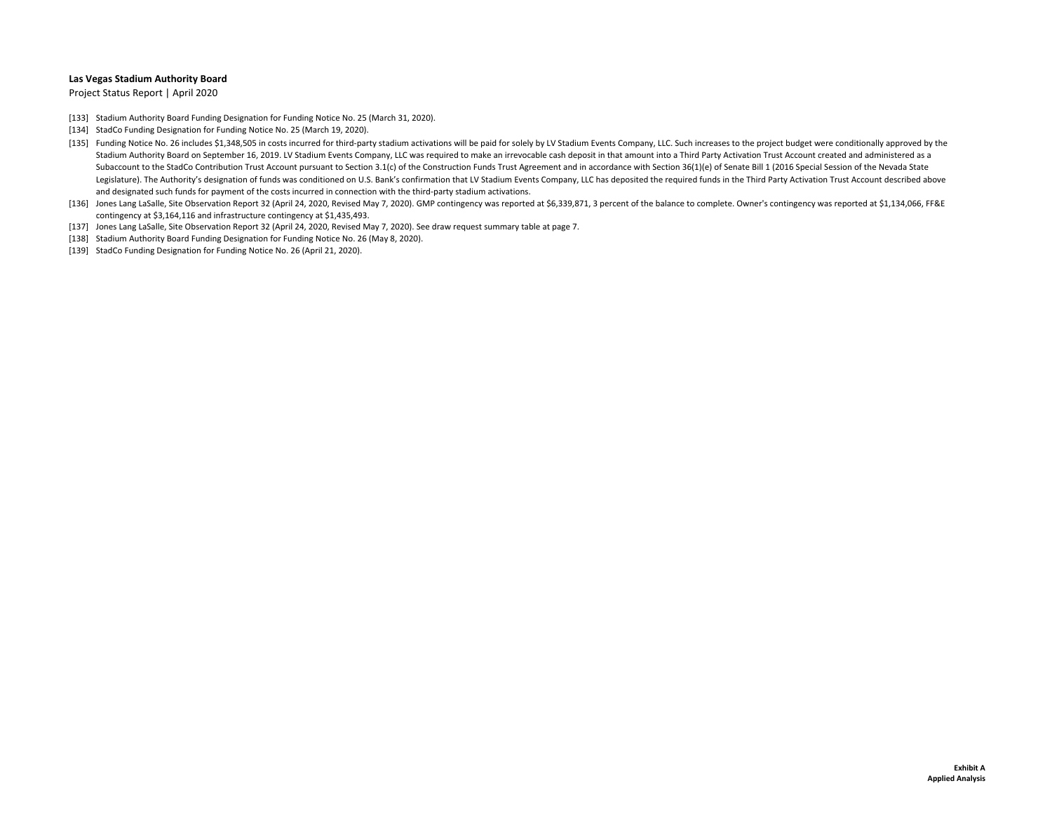[133] Stadium Authority Board Funding Designation for Funding Notice No. 25 (March 31, 2020).

[134] StadCo Funding Designation for Funding Notice No. 25 (March 19, 2020).

[135] Funding Notice No. 26 includes $1,348,505 in costs incurred for third-party stadium activations will be paid for solely by LV Stadium Events Company, LLC. Such increases to the project budget were conditionally approved by the Stadium Authority Board on September 16, 2019. LV Stadium Events Company, LLC was required to make an irrevocable cash deposit in that amount into a Third Party Activation Trust Account created and administered as a Subaccount to the StadCo Contribution Trust Account pursuant to Section 3.1(c) of the Construction Funds Trust Agreement and in accordance with Section 36(1)(e) of Senate Bill 1 (2016 Special Session of the Nevada State Legislature). The Authority's designation of funds was conditioned on U.S. Bank's confirmation that LV Stadium Events Company, LLC has deposited the required funds in the Third Party Activation Trust Account described above and designated such funds for payment of the costs incurred in connection with the third-party stadium activations.

[136] Jones Lang LaSalle, Site Observation Report 32 (April 24, 2020, Revised May 7, 2020). GMP contingency was reported at $6,339,871, 3 percent of the balance to complete. Owner's contingency was reported at $1,134,066, FF&E contingency at $3,164,116 and infrastructure contingency at $1,435,493.

[137] Jones Lang LaSalle, Site Observation Report 32 (April 24, 2020, Revised May 7, 2020). See draw request summary table at page 7.

[138] Stadium Authority Board Funding Designation for Funding Notice No. 26 (May 8, 2020).

[139] StadCo Funding Designation for Funding Notice No. 26 (April 21, 2020).